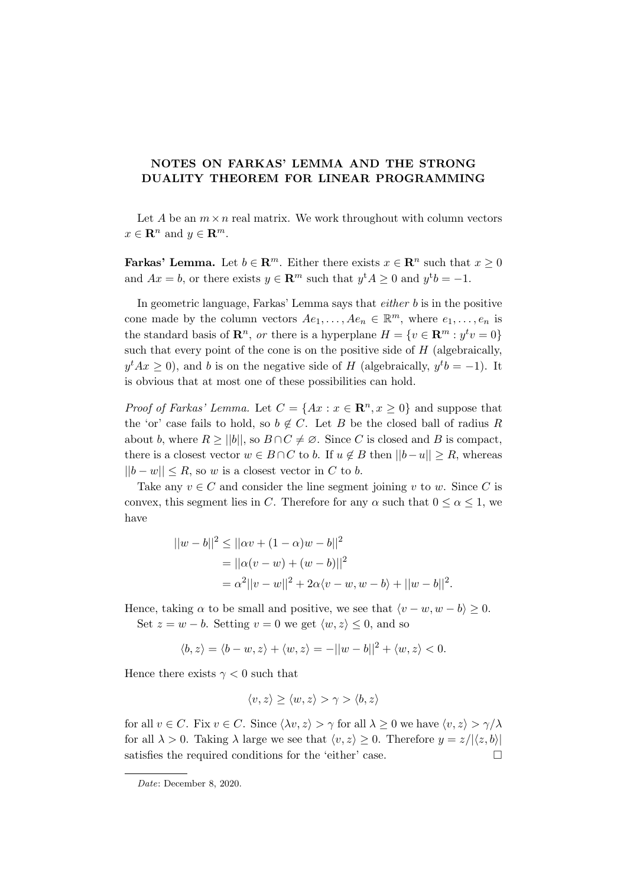# NOTES ON FARKAS' LEMMA AND THE STRONG DUALITY THEOREM FOR LINEAR PROGRAMMING

Let $A$ be an $m \times n$ real matrix. We work throughout with column vectors $x \in \mathbf{R}^n$ and $y \in \mathbf{R}^m$.

**Farkas' Lemma.** Let $b \in \mathbf{R}^m$. Either there exists $x \in \mathbf{R}^n$ such that $x \geq 0$ and $Ax = b$, or there exists $y \in \mathbf{R}^m$ such that $y^{\mathrm{t}} A \geq 0$ and $y^{\mathrm{t}} b = -1$.

In geometric language, Farkas' Lemma says that *either* $b$ is in the positive cone made by the column vectors $Ae_1, \ldots, Ae_n \in \mathbb{R}^m$, where $e_1, \ldots, e_n$ is the standard basis of $\mathbf{R}^n$, *or* there is a hyperplane $H = \{v \in \mathbf{R}^m : y^t v = 0\}$ such that every point of the cone is on the positive side of $H$ (algebraically, $y^t Ax \geq 0$), and $b$ is on the negative side of $H$ (algebraically, $y^t b = -1$). It is obvious that at most one of these possibilities can hold.

*Proof of Farkas' Lemma.* Let $C = \{Ax : x \in \mathbf{R}^n, x \geq 0\}$ and suppose that the 'or' case fails to hold, so $b \notin C$. Let $B$ be the closed ball of radius $R$ about $b$, where $R \geq ||b||$, so $B \cap C \neq \varnothing$. Since $C$ is closed and $B$ is compact, there is a closest vector $w \in B \cap C$ to $b$. If $u \notin B$ then $||b - u|| \geq R$, whereas $||b - w|| \leq R$, so $w$ is a closest vector in $C$ to $b$.

Take any $v \in C$ and consider the line segment joining $v$ to $w$. Since $C$ is convex, this segment lies in $C$. Therefore for any $\alpha$ such that $0 \leq \alpha \leq 1$, we have

$$
\begin{aligned}
||w - b||^2 &\leq ||\alpha v + (1 - \alpha)w - b||^2 \\
&= ||\alpha(v - w) + (w - b)||^2 \\
&= \alpha^2 ||v - w||^2 + 2\alpha \langle v - w, w - b \rangle + ||w - b||^2.
\end{aligned}
$$

Hence, taking $\alpha$ to be small and positive, we see that $\langle v - w, w - b \rangle \geq 0$.

Set $z = w - b$. Setting $v = 0$ we get $\langle w, z \rangle \leq 0$, and so

$$
\langle b, z \rangle = \langle b - w, z \rangle + \langle w, z \rangle = -||w - b||^2 + \langle w, z \rangle < 0.
$$

Hence there exists $\gamma < 0$ such that

$$
\langle v, z \rangle \geq \langle w, z \rangle > \gamma > \langle b, z \rangle
$$

for all $v \in C$. Fix $v \in C$. Since $\langle \lambda v, z \rangle > \gamma$ for all $\lambda \geq 0$ we have $\langle v, z \rangle > \gamma / \lambda$ for all $\lambda > 0$. Taking $\lambda$ large we see that $\langle v, z \rangle \geq 0$. Therefore $y = z / |\langle z, b \rangle|$ satisfies the required conditions for the 'either' case. $\square$

*Date*: December 8, 2020.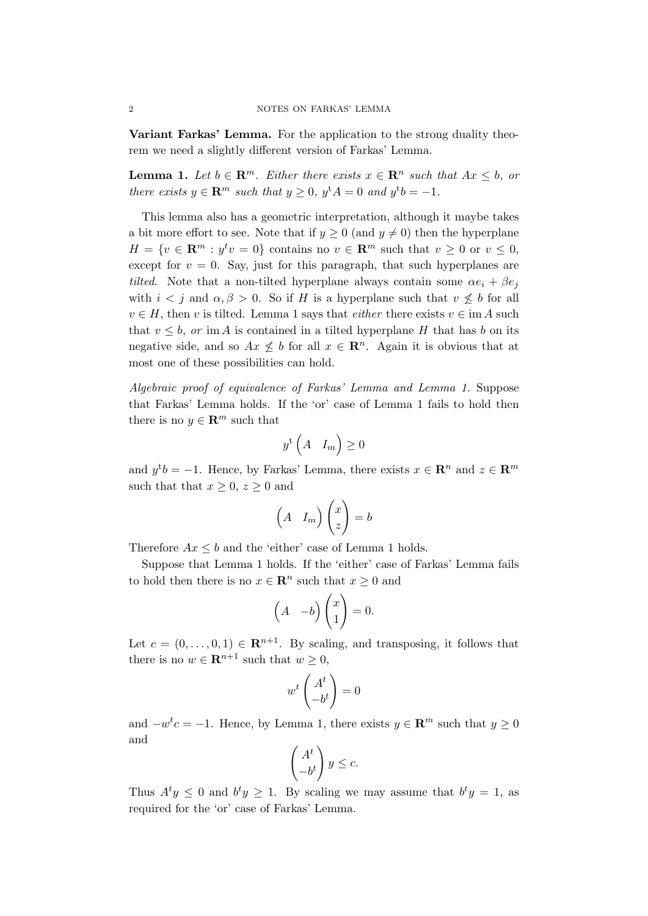**Variant Farkas' Lemma.** For the application to the strong duality theorem we need a slightly different version of Farkas' Lemma.

**Lemma 1.** *Let $b \in \mathbf{R}^m$. Either there exists $x \in \mathbf{R}^n$ such that $Ax \leq b$, or there exists $y \in \mathbf{R}^m$ such that $y \geq 0$, $y^{\mathrm{t}}A = 0$ and $y^{\mathrm{t}}b = -1$.*

This lemma also has a geometric interpretation, although it maybe takes a bit more effort to see. Note that if $y \geq 0$ (and $y \neq 0$) then the hyperplane $H = \{v \in \mathbf{R}^m : y^{\mathrm{t}}v = 0\}$ contains no $v \in \mathbf{R}^m$ such that $v \geq 0$ or $v \leq 0$, except for $v = 0$. Say, just for this paragraph, that such hyperplanes are *tilted*. Note that a non-tilted hyperplane always contain some $\alpha e_i + \beta e_j$ with $i < j$ and $\alpha, \beta > 0$. So if $H$ is a hyperplane such that $v \not\leq b$ for all $v \in H$, then $v$ is tilted. Lemma 1 says that *either* there exists $v \in \operatorname{im} A$ such that $v \leq b$, *or* $\operatorname{im} A$ is contained in a tilted hyperplane $H$ that has $b$ on its negative side, and so $Ax \not\leq b$ for all $x \in \mathbf{R}^n$. Again it is obvious that at most one of these possibilities can hold.

*Algebraic proof of equivalence of Farkas' Lemma and Lemma 1.* Suppose that Farkas' Lemma holds. If the 'or' case of Lemma 1 fails to hold then there is no $y \in \mathbf{R}^m$ such that

$$y^{\mathrm{t}} \begin{pmatrix} A & I_m \end{pmatrix} \geq 0$$

and $y^{\mathrm{t}}b = -1$. Hence, by Farkas' Lemma, there exists $x \in \mathbf{R}^n$ and $z \in \mathbf{R}^m$ such that that $x \geq 0$, $z \geq 0$ and

$$\begin{pmatrix} A & I_m \end{pmatrix} \begin{pmatrix} x \\ z \end{pmatrix} = b$$

Therefore $Ax \leq b$ and the 'either' case of Lemma 1 holds.

Suppose that Lemma 1 holds. If the 'either' case of Farkas' Lemma fails to hold then there is no $x \in \mathbf{R}^n$ such that $x \geq 0$ and

$$\begin{pmatrix} A & -b \end{pmatrix} \begin{pmatrix} x \\ 1 \end{pmatrix} = 0.$$

Let $c = (0, \ldots, 0, 1) \in \mathbf{R}^{n+1}$. By scaling, and transposing, it follows that there is no $w \in \mathbf{R}^{n+1}$ such that $w \geq 0$,

$$w^t \begin{pmatrix} A^t \\ -b^t \end{pmatrix} = 0$$

and $-w^t c = -1$. Hence, by Lemma 1, there exists $y \in \mathbf{R}^m$ such that $y \geq 0$ and

$$\begin{pmatrix} A^t \\ -b^t \end{pmatrix} y \leq c.$$

Thus $A^t y \leq 0$ and $b^t y \geq 1$. By scaling we may assume that $b^t y = 1$, as required for the 'or' case of Farkas' Lemma.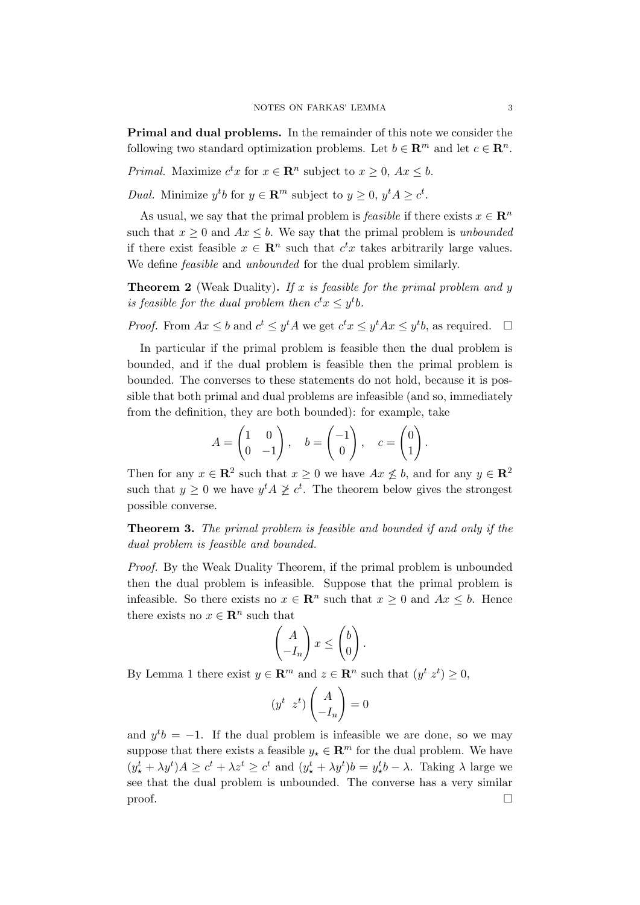**Primal and dual problems.** In the remainder of this note we consider the following two standard optimization problems. Let $b \in \mathbf{R}^m$ and let $c \in \mathbf{R}^n$.

*Primal.* Maximize $c^t x$ for $x \in \mathbf{R}^n$ subject to $x \geq 0$, $Ax \leq b$.

*Dual.* Minimize $y^t b$ for $y \in \mathbf{R}^m$ subject to $y \geq 0$, $y^t A \geq c^t$.

As usual, we say that the primal problem is *feasible* if there exists $x \in \mathbf{R}^n$ such that $x \geq 0$ and $Ax \leq b$. We say that the primal problem is *unbounded* if there exist feasible $x \in \mathbf{R}^n$ such that $c^t x$ takes arbitrarily large values. We define *feasible* and *unbounded* for the dual problem similarly.

**Theorem 2** (Weak Duality)**.** *If $x$ is feasible for the primal problem and $y$ is feasible for the dual problem then $c^t x \leq y^t b$.*

*Proof.* From $Ax \leq b$ and $c^t \leq y^t A$ we get $c^t x \leq y^t A x \leq y^t b$, as required. $\square$

In particular if the primal problem is feasible then the dual problem is bounded, and if the dual problem is feasible then the primal problem is bounded. The converses to these statements do not hold, because it is possible that both primal and dual problems are infeasible (and so, immediately from the definition, they are both bounded): for example, take

$$A = \begin{pmatrix} 1 & 0 \\ 0 & -1 \end{pmatrix}, \quad b = \begin{pmatrix} -1 \\ 0 \end{pmatrix}, \quad c = \begin{pmatrix} 0 \\ 1 \end{pmatrix}.$$

Then for any $x \in \mathbf{R}^2$ such that $x \geq 0$ we have $Ax \not\leq b$, and for any $y \in \mathbf{R}^2$ such that $y \geq 0$ we have $y^t A \not\geq c^t$. The theorem below gives the strongest possible converse.

**Theorem 3.** *The primal problem is feasible and bounded if and only if the dual problem is feasible and bounded.*

*Proof.* By the Weak Duality Theorem, if the primal problem is unbounded then the dual problem is infeasible. Suppose that the primal problem is infeasible. So there exists no $x \in \mathbf{R}^n$ such that $x \geq 0$ and $Ax \leq b$. Hence there exists no $x \in \mathbf{R}^n$ such that

$$\begin{pmatrix} A \\ -I_n \end{pmatrix} x \leq \begin{pmatrix} b \\ 0 \end{pmatrix}.$$

By Lemma 1 there exist $y \in \mathbf{R}^m$ and $z \in \mathbf{R}^n$ such that $(y^t \ z^t) \geq 0$,

$$(y^t \ \ z^t) \begin{pmatrix} A \\ -I_n \end{pmatrix} = 0$$

and $y^t b = -1$. If the dual problem is infeasible we are done, so we may suppose that there exists a feasible $y_\star \in \mathbf{R}^m$ for the dual problem. We have $(y_\star^t + \lambda y^t)A \geq c^t + \lambda z^t \geq c^t$ and $(y_\star^t + \lambda y^t)b = y_\star^t b - \lambda$. Taking $\lambda$ large we see that the dual problem is unbounded. The converse has a very similar proof. $\square$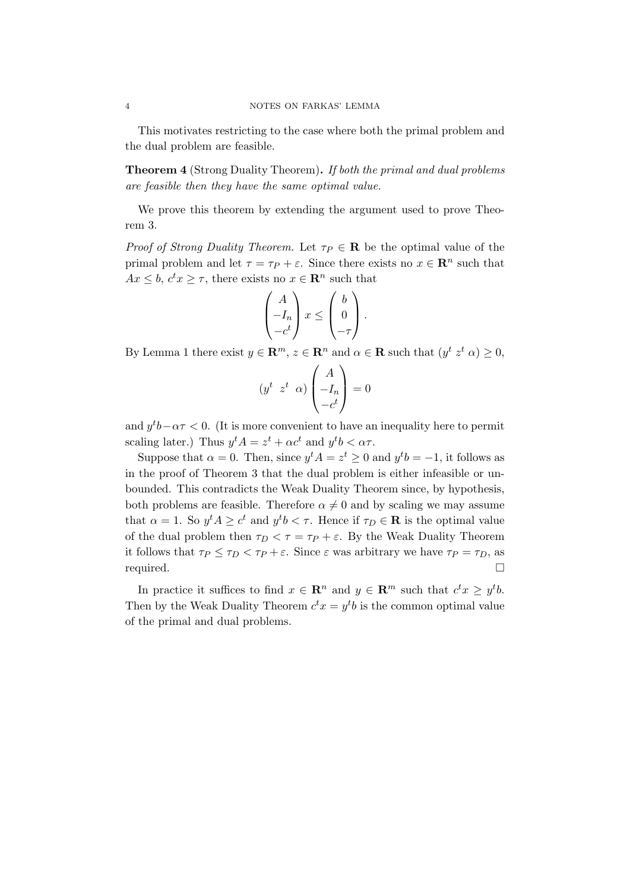This motivates restricting to the case where both the primal problem and the dual problem are feasible.

**Theorem 4** (Strong Duality Theorem)**.** *If both the primal and dual problems are feasible then they have the same optimal value.*

We prove this theorem by extending the argument used to prove Theorem 3.

*Proof of Strong Duality Theorem.* Let $\tau_P \in \mathbf{R}$ be the optimal value of the primal problem and let $\tau = \tau_P + \varepsilon$. Since there exists no $x \in \mathbf{R}^n$ such that $Ax \leq b$, $c^t x \geq \tau$, there exists no $x \in \mathbf{R}^n$ such that

$$\begin{pmatrix} A \\ -I_n \\ -c^t \end{pmatrix} x \leq \begin{pmatrix} b \\ 0 \\ -\tau \end{pmatrix}.$$

By Lemma 1 there exist $y \in \mathbf{R}^m$, $z \in \mathbf{R}^n$ and $\alpha \in \mathbf{R}$ such that $(y^t \ z^t \ \alpha) \geq 0$,

$$(y^t \quad z^t \quad \alpha) \begin{pmatrix} A \\ -I_n \\ -c^t \end{pmatrix} = 0$$

and $y^t b - \alpha\tau < 0$. (It is more convenient to have an inequality here to permit scaling later.) Thus $y^t A = z^t + \alpha c^t$ and $y^t b < \alpha\tau$.

Suppose that $\alpha = 0$. Then, since $y^t A = z^t \geq 0$ and $y^t b = -1$, it follows as in the proof of Theorem 3 that the dual problem is either infeasible or unbounded. This contradicts the Weak Duality Theorem since, by hypothesis, both problems are feasible. Therefore $\alpha \neq 0$ and by scaling we may assume that $\alpha = 1$. So $y^t A \geq c^t$ and $y^t b < \tau$. Hence if $\tau_D \in \mathbf{R}$ is the optimal value of the dual problem then $\tau_D < \tau = \tau_P + \varepsilon$. By the Weak Duality Theorem it follows that $\tau_P \leq \tau_D < \tau_P + \varepsilon$. Since $\varepsilon$ was arbitrary we have $\tau_P = \tau_D$, as required. $\square$

In practice it suffices to find $x \in \mathbf{R}^n$ and $y \in \mathbf{R}^m$ such that $c^t x \geq y^t b$. Then by the Weak Duality Theorem $c^t x = y^t b$ is the common optimal value of the primal and dual problems.